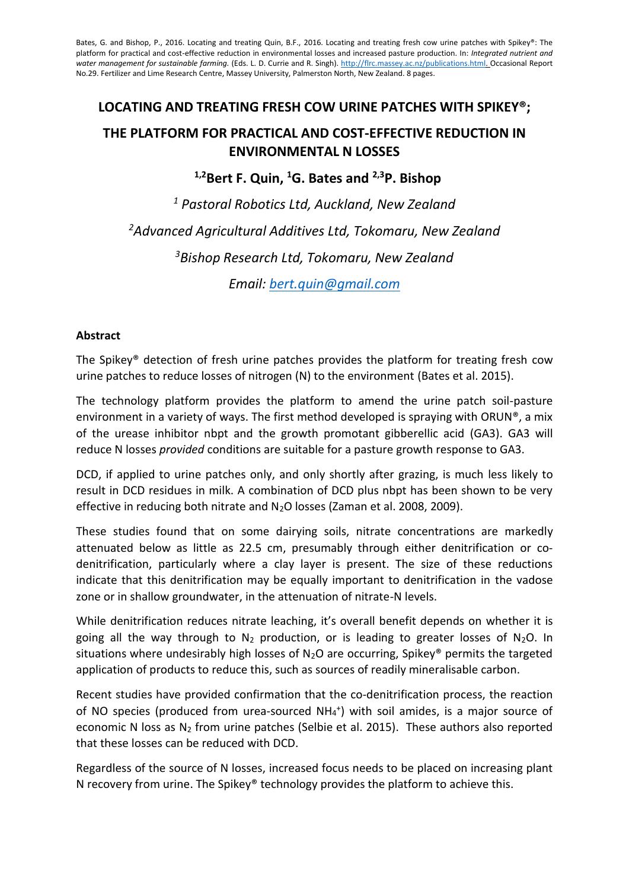Bates, G. and Bishop, P., 2016. Locating and treating Quin, B.F., 2016. Locating and treating fresh cow urine patches with Spikey®: The platform for practical and cost-effective reduction in environmental losses and increased pasture production. In: *Integrated nutrient and water management for sustainable farming.* (Eds. L. D. Currie and R. Singh). http://flrc.massey.ac.nz/publications.html. Occasional Report No.29. Fertilizer and Lime Research Centre, Massey University, Palmerston North, New Zealand. 8 pages.

# LOCATING AND TREATING FRESH COW URINE PATCHES WITH SPIKEY®; THE PLATFORM FOR PRACTICAL AND COST-EFFECTIVE REDUCTION IN ENVIRONMENTAL N LOSSES

**[1,2]Bert F. Quin, [1]G. Bates and [2,3]P. Bishop**

*[1] Pastoral Robotics Ltd, Auckland, New Zealand*

*[2]Advanced Agricultural Additives Ltd, Tokomaru, New Zealand*

*[3]Bishop Research Ltd, Tokomaru, New Zealand*

*Email: bert.quin@gmail.com*

## Abstract

The Spikey® detection of fresh urine patches provides the platform for treating fresh cow urine patches to reduce losses of nitrogen (N) to the environment (Bates et al. 2015).

The technology platform provides the platform to amend the urine patch soil-pasture environment in a variety of ways. The first method developed is spraying with ORUN®, a mix of the urease inhibitor nbpt and the growth promotant gibberellic acid (GA3). GA3 will reduce N losses *provided* conditions are suitable for a pasture growth response to GA3.

DCD, if applied to urine patches only, and only shortly after grazing, is much less likely to result in DCD residues in milk. A combination of DCD plus nbpt has been shown to be very effective in reducing both nitrate and $N_2O$ losses (Zaman et al. 2008, 2009).

These studies found that on some dairying soils, nitrate concentrations are markedly attenuated below as little as 22.5 cm, presumably through either denitrification or co-denitrification, particularly where a clay layer is present. The size of these reductions indicate that this denitrification may be equally important to denitrification in the vadose zone or in shallow groundwater, in the attenuation of nitrate-N levels.

While denitrification reduces nitrate leaching, it's overall benefit depends on whether it is going all the way through to $N_2$ production, or is leading to greater losses of $N_2O$. In situations where undesirably high losses of $N_2O$ are occurring, Spikey® permits the targeted application of products to reduce this, such as sources of readily mineralisable carbon.

Recent studies have provided confirmation that the co-denitrification process, the reaction of NO species (produced from urea-sourced $NH_4^+$) with soil amides, is a major source of economic N loss as $N_2$ from urine patches (Selbie et al. 2015). These authors also reported that these losses can be reduced with DCD.

Regardless of the source of N losses, increased focus needs to be placed on increasing plant N recovery from urine. The Spikey® technology provides the platform to achieve this.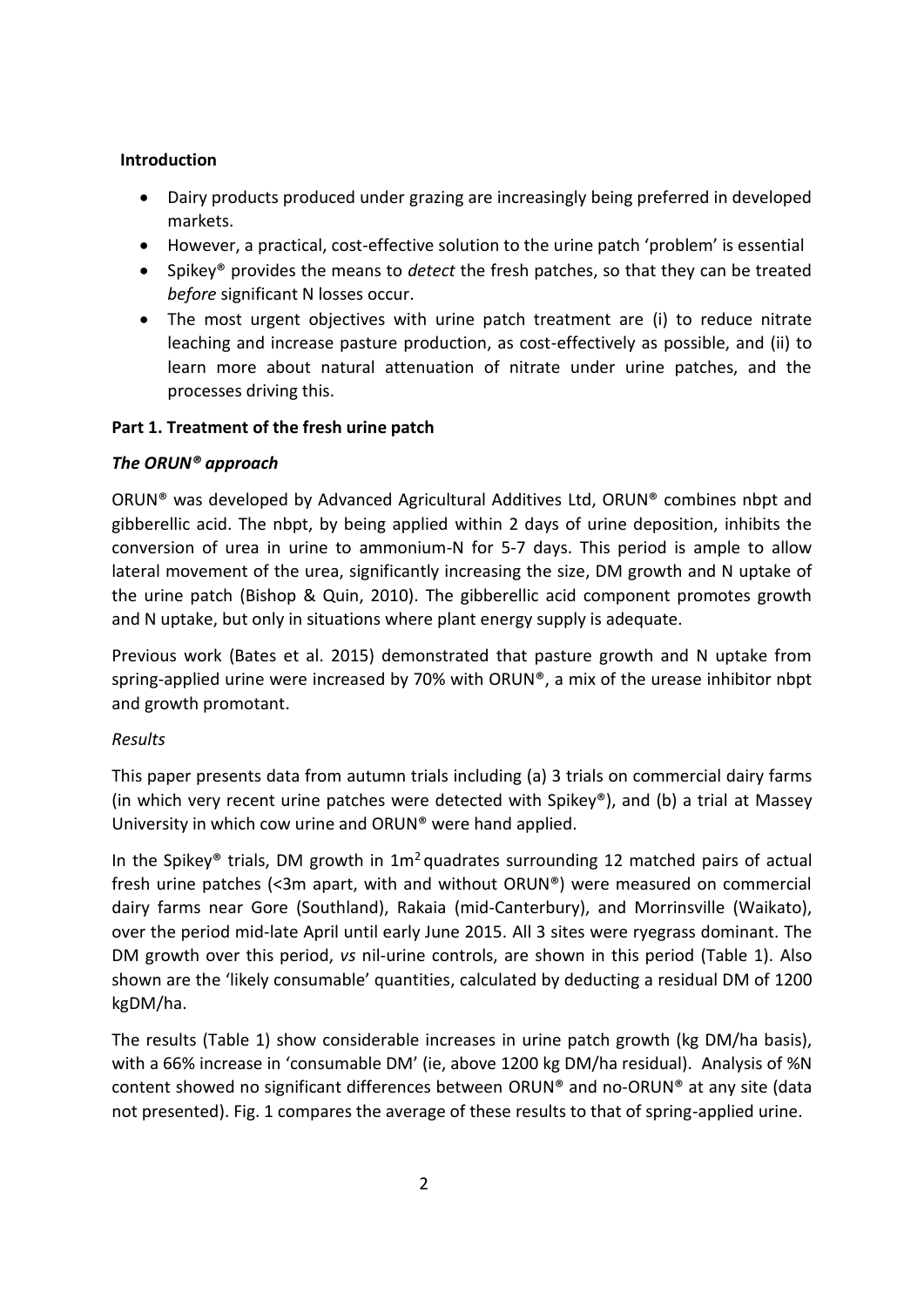## Introduction

- Dairy products produced under grazing are increasingly being preferred in developed markets.
- However, a practical, cost-effective solution to the urine patch 'problem' is essential
- Spikey® provides the means to *detect* the fresh patches, so that they can be treated *before* significant N losses occur.
- The most urgent objectives with urine patch treatment are (i) to reduce nitrate leaching and increase pasture production, as cost-effectively as possible, and (ii) to learn more about natural attenuation of nitrate under urine patches, and the processes driving this.

## Part 1. Treatment of the fresh urine patch

### *The ORUN® approach*

ORUN® was developed by Advanced Agricultural Additives Ltd, ORUN® combines nbpt and gibberellic acid. The nbpt, by being applied within 2 days of urine deposition, inhibits the conversion of urea in urine to ammonium-N for 5-7 days. This period is ample to allow lateral movement of the urea, significantly increasing the size, DM growth and N uptake of the urine patch (Bishop & Quin, 2010). The gibberellic acid component promotes growth and N uptake, but only in situations where plant energy supply is adequate.

Previous work (Bates et al. 2015) demonstrated that pasture growth and N uptake from spring-applied urine were increased by 70% with ORUN®, a mix of the urease inhibitor nbpt and growth promotant.

*Results*

This paper presents data from autumn trials including (a) 3 trials on commercial dairy farms (in which very recent urine patches were detected with Spikey®), and (b) a trial at Massey University in which cow urine and ORUN® were hand applied.

In the Spikey® trials, DM growth in 1m$^2$ quadrates surrounding 12 matched pairs of actual fresh urine patches (<3m apart, with and without ORUN®) were measured on commercial dairy farms near Gore (Southland), Rakaia (mid-Canterbury), and Morrinsville (Waikato), over the period mid-late April until early June 2015. All 3 sites were ryegrass dominant. The DM growth over this period, *vs* nil-urine controls, are shown in this period (Table 1). Also shown are the 'likely consumable' quantities, calculated by deducting a residual DM of 1200 kgDM/ha.

The results (Table 1) show considerable increases in urine patch growth (kg DM/ha basis), with a 66% increase in 'consumable DM' (ie, above 1200 kg DM/ha residual). Analysis of %N content showed no significant differences between ORUN® and no-ORUN® at any site (data not presented). Fig. 1 compares the average of these results to that of spring-applied urine.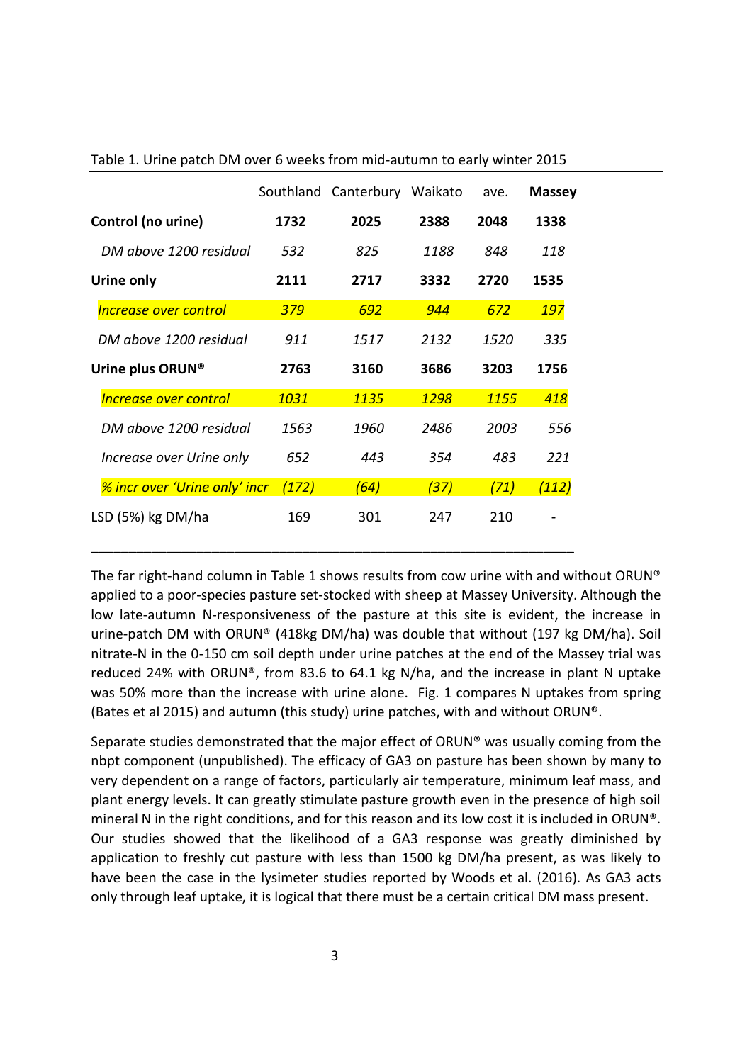Table 1. Urine patch DM over 6 weeks from mid-autumn to early winter 2015

| | Southland | Canterbury | Waikato | ave. | **Massey** |
|---|---|---|---|---|---|
| **Control (no urine)** | **1732** | **2025** | **2388** | **2048** | **1338** |
| *DM above 1200 residual* | *532* | *825* | *1188* | *848* | *118* |
| **Urine only** | **2111** | **2717** | **3332** | **2720** | **1535** |
| *Increase over control* | *379* | *692* | *944* | *672* | *197* |
| *DM above 1200 residual* | *911* | *1517* | *2132* | *1520* | *335* |
| **Urine plus ORUN®** | **2763** | **3160** | **3686** | **3203** | **1756** |
| *Increase over control* | *1031* | *1135* | *1298* | *1155* | *418* |
| *DM above 1200 residual* | *1563* | *1960* | *2486* | *2003* | *556* |
| *Increase over Urine only* | *652* | *443* | *354* | *483* | *221* |
| *% incr over 'Urine only' incr* | *(172)* | *(64)* | *(37)* | *(71)* | *(112)* |
| LSD (5%) kg DM/ha | 169 | 301 | 247 | 210 | - |

The far right-hand column in Table 1 shows results from cow urine with and without ORUN® applied to a poor-species pasture set-stocked with sheep at Massey University. Although the low late-autumn N-responsiveness of the pasture at this site is evident, the increase in urine-patch DM with ORUN® (418kg DM/ha) was double that without (197 kg DM/ha). Soil nitrate-N in the 0-150 cm soil depth under urine patches at the end of the Massey trial was reduced 24% with ORUN®, from 83.6 to 64.1 kg N/ha, and the increase in plant N uptake was 50% more than the increase with urine alone. Fig. 1 compares N uptakes from spring (Bates et al 2015) and autumn (this study) urine patches, with and without ORUN®.

Separate studies demonstrated that the major effect of ORUN® was usually coming from the nbpt component (unpublished). The efficacy of GA3 on pasture has been shown by many to very dependent on a range of factors, particularly air temperature, minimum leaf mass, and plant energy levels. It can greatly stimulate pasture growth even in the presence of high soil mineral N in the right conditions, and for this reason and its low cost it is included in ORUN®. Our studies showed that the likelihood of a GA3 response was greatly diminished by application to freshly cut pasture with less than 1500 kg DM/ha present, as was likely to have been the case in the lysimeter studies reported by Woods et al. (2016). As GA3 acts only through leaf uptake, it is logical that there must be a certain critical DM mass present.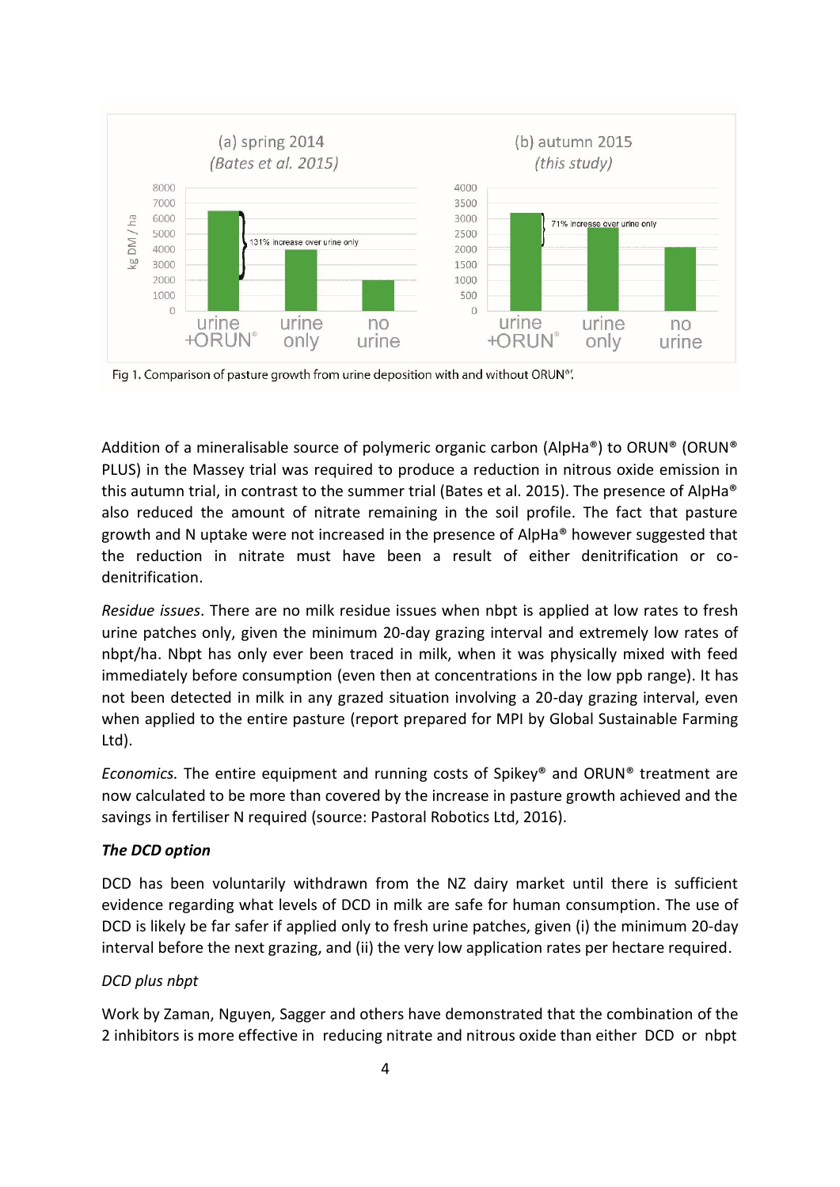Fig 1. Comparison of pasture growth from urine deposition with and without ORUN®.

Addition of a mineralisable source of polymeric organic carbon (AlpHa®) to ORUN® (ORUN® PLUS) in the Massey trial was required to produce a reduction in nitrous oxide emission in this autumn trial, in contrast to the summer trial (Bates et al. 2015). The presence of AlpHa® also reduced the amount of nitrate remaining in the soil profile. The fact that pasture growth and N uptake were not increased in the presence of AlpHa® however suggested that the reduction in nitrate must have been a result of either denitrification or co-denitrification.

*Residue issues*. There are no milk residue issues when nbpt is applied at low rates to fresh urine patches only, given the minimum 20-day grazing interval and extremely low rates of nbpt/ha. Nbpt has only ever been traced in milk, when it was physically mixed with feed immediately before consumption (even then at concentrations in the low ppb range). It has not been detected in milk in any grazed situation involving a 20-day grazing interval, even when applied to the entire pasture (report prepared for MPI by Global Sustainable Farming Ltd).

*Economics.* The entire equipment and running costs of Spikey® and ORUN® treatment are now calculated to be more than covered by the increase in pasture growth achieved and the savings in fertiliser N required (source: Pastoral Robotics Ltd, 2016).

***The DCD option***

DCD has been voluntarily withdrawn from the NZ dairy market until there is sufficient evidence regarding what levels of DCD in milk are safe for human consumption. The use of DCD is likely be far safer if applied only to fresh urine patches, given (i) the minimum 20-day interval before the next grazing, and (ii) the very low application rates per hectare required.

*DCD plus nbpt*

Work by Zaman, Nguyen, Sagger and others have demonstrated that the combination of the 2 inhibitors is more effective in reducing nitrate and nitrous oxide than either DCD or nbpt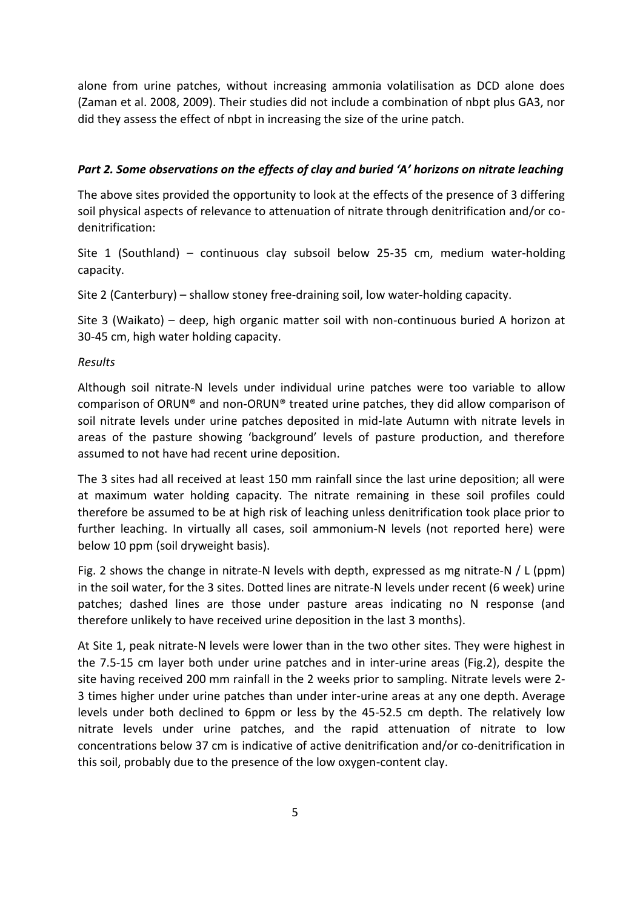alone from urine patches, without increasing ammonia volatilisation as DCD alone does (Zaman et al. 2008, 2009). Their studies did not include a combination of nbpt plus GA3, nor did they assess the effect of nbpt in increasing the size of the urine patch.

### *Part 2. Some observations on the effects of clay and buried 'A' horizons on nitrate leaching*

The above sites provided the opportunity to look at the effects of the presence of 3 differing soil physical aspects of relevance to attenuation of nitrate through denitrification and/or co-denitrification:

Site 1 (Southland) – continuous clay subsoil below 25-35 cm, medium water-holding capacity.

Site 2 (Canterbury) – shallow stoney free-draining soil, low water-holding capacity.

Site 3 (Waikato) – deep, high organic matter soil with non-continuous buried A horizon at 30-45 cm, high water holding capacity.

*Results*

Although soil nitrate-N levels under individual urine patches were too variable to allow comparison of ORUN® and non-ORUN® treated urine patches, they did allow comparison of soil nitrate levels under urine patches deposited in mid-late Autumn with nitrate levels in areas of the pasture showing 'background' levels of pasture production, and therefore assumed to not have had recent urine deposition.

The 3 sites had all received at least 150 mm rainfall since the last urine deposition; all were at maximum water holding capacity. The nitrate remaining in these soil profiles could therefore be assumed to be at high risk of leaching unless denitrification took place prior to further leaching. In virtually all cases, soil ammonium-N levels (not reported here) were below 10 ppm (soil dryweight basis).

Fig. 2 shows the change in nitrate-N levels with depth, expressed as mg nitrate-N / L (ppm) in the soil water, for the 3 sites. Dotted lines are nitrate-N levels under recent (6 week) urine patches; dashed lines are those under pasture areas indicating no N response (and therefore unlikely to have received urine deposition in the last 3 months).

At Site 1, peak nitrate-N levels were lower than in the two other sites. They were highest in the 7.5-15 cm layer both under urine patches and in inter-urine areas (Fig.2), despite the site having received 200 mm rainfall in the 2 weeks prior to sampling. Nitrate levels were 2-3 times higher under urine patches than under inter-urine areas at any one depth. Average levels under both declined to 6ppm or less by the 45-52.5 cm depth. The relatively low nitrate levels under urine patches, and the rapid attenuation of nitrate to low concentrations below 37 cm is indicative of active denitrification and/or co-denitrification in this soil, probably due to the presence of the low oxygen-content clay.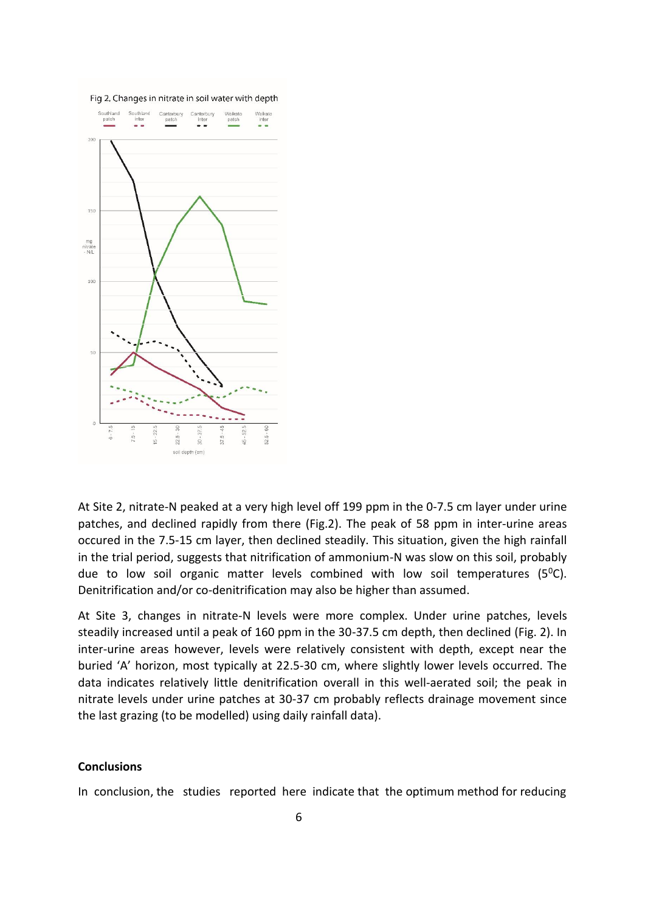Fig 2. Changes in nitrate in soil water with depth

At Site 2, nitrate-N peaked at a very high level off 199 ppm in the 0-7.5 cm layer under urine patches, and declined rapidly from there (Fig.2). The peak of 58 ppm in inter-urine areas occured in the 7.5-15 cm layer, then declined steadily. This situation, given the high rainfall in the trial period, suggests that nitrification of ammonium-N was slow on this soil, probably due to low soil organic matter levels combined with low soil temperatures ($5^0$C). Denitrification and/or co-denitrification may also be higher than assumed.

At Site 3, changes in nitrate-N levels were more complex. Under urine patches, levels steadily increased until a peak of 160 ppm in the 30-37.5 cm depth, then declined (Fig. 2). In inter-urine areas however, levels were relatively consistent with depth, except near the buried 'A' horizon, most typically at 22.5-30 cm, where slightly lower levels occurred. The data indicates relatively little denitrification overall in this well-aerated soil; the peak in nitrate levels under urine patches at 30-37 cm probably reflects drainage movement since the last grazing (to be modelled) using daily rainfall data).

**Conclusions**

In conclusion, the studies reported here indicate that the optimum method for reducing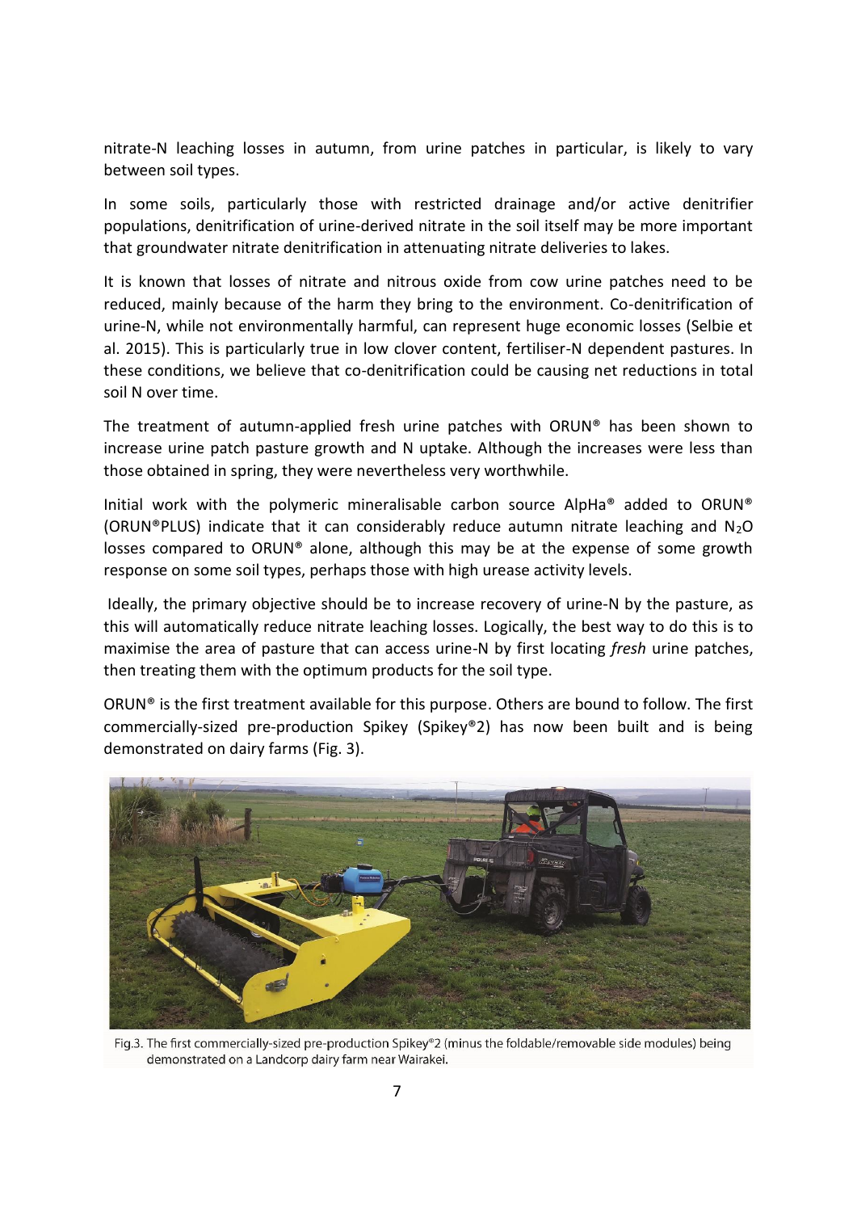nitrate-N leaching losses in autumn, from urine patches in particular, is likely to vary between soil types.

In some soils, particularly those with restricted drainage and/or active denitrifier populations, denitrification of urine-derived nitrate in the soil itself may be more important that groundwater nitrate denitrification in attenuating nitrate deliveries to lakes.

It is known that losses of nitrate and nitrous oxide from cow urine patches need to be reduced, mainly because of the harm they bring to the environment. Co-denitrification of urine-N, while not environmentally harmful, can represent huge economic losses (Selbie et al. 2015). This is particularly true in low clover content, fertiliser-N dependent pastures. In these conditions, we believe that co-denitrification could be causing net reductions in total soil N over time.

The treatment of autumn-applied fresh urine patches with ORUN® has been shown to increase urine patch pasture growth and N uptake. Although the increases were less than those obtained in spring, they were nevertheless very worthwhile.

Initial work with the polymeric mineralisable carbon source AlpHa® added to ORUN® (ORUN®PLUS) indicate that it can considerably reduce autumn nitrate leaching and $N_2O$ losses compared to ORUN® alone, although this may be at the expense of some growth response on some soil types, perhaps those with high urease activity levels.

Ideally, the primary objective should be to increase recovery of urine-N by the pasture, as this will automatically reduce nitrate leaching losses. Logically, the best way to do this is to maximise the area of pasture that can access urine-N by first locating *fresh* urine patches, then treating them with the optimum products for the soil type.

ORUN® is the first treatment available for this purpose. Others are bound to follow. The first commercially-sized pre-production Spikey (Spikey®2) has now been built and is being demonstrated on dairy farms (Fig. 3).

Fig.3. The first commercially-sized pre-production Spikey®2 (minus the foldable/removable side modules) being demonstrated on a Landcorp dairy farm near Wairakei.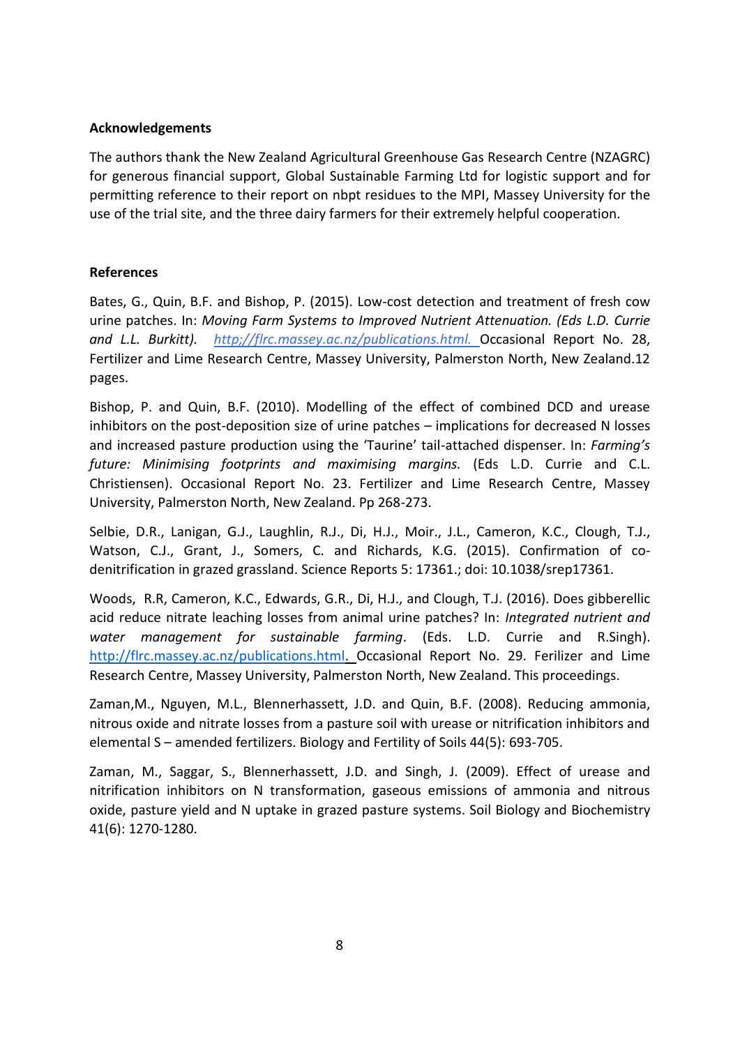**Acknowledgements**

The authors thank the New Zealand Agricultural Greenhouse Gas Research Centre (NZAGRC) for generous financial support, Global Sustainable Farming Ltd for logistic support and for permitting reference to their report on nbpt residues to the MPI, Massey University for the use of the trial site, and the three dairy farmers for their extremely helpful cooperation.

**References**

Bates, G., Quin, B.F. and Bishop, P. (2015). Low-cost detection and treatment of fresh cow urine patches. In: *Moving Farm Systems to Improved Nutrient Attenuation. (Eds L.D. Currie and L.L. Burkitt). http;//flrc.massey.ac.nz/publications.html.* Occasional Report No. 28, Fertilizer and Lime Research Centre, Massey University, Palmerston North, New Zealand.12 pages.

Bishop, P. and Quin, B.F. (2010). Modelling of the effect of combined DCD and urease inhibitors on the post-deposition size of urine patches – implications for decreased N losses and increased pasture production using the 'Taurine' tail-attached dispenser. In: *Farming's future: Minimising footprints and maximising margins.* (Eds L.D. Currie and C.L. Christiensen). Occasional Report No. 23. Fertilizer and Lime Research Centre, Massey University, Palmerston North, New Zealand. Pp 268-273.

Selbie, D.R., Lanigan, G.J., Laughlin, R.J., Di, H.J., Moir., J.L., Cameron, K.C., Clough, T.J., Watson, C.J., Grant, J., Somers, C. and Richards, K.G. (2015). Confirmation of co-denitrification in grazed grassland. Science Reports 5: 17361.; doi: 10.1038/srep17361.

Woods, R.R, Cameron, K.C., Edwards, G.R., Di, H.J., and Clough, T.J. (2016). Does gibberellic acid reduce nitrate leaching losses from animal urine patches? In: *Integrated nutrient and water management for sustainable farming*. (Eds. L.D. Currie and R.Singh). http://flrc.massey.ac.nz/publications.html. Occasional Report No. 29. Ferilizer and Lime Research Centre, Massey University, Palmerston North, New Zealand. This proceedings.

Zaman,M., Nguyen, M.L., Blennerhassett, J.D. and Quin, B.F. (2008). Reducing ammonia, nitrous oxide and nitrate losses from a pasture soil with urease or nitrification inhibitors and elemental S – amended fertilizers. Biology and Fertility of Soils 44(5): 693-705.

Zaman, M., Saggar, S., Blennerhassett, J.D. and Singh, J. (2009). Effect of urease and nitrification inhibitors on N transformation, gaseous emissions of ammonia and nitrous oxide, pasture yield and N uptake in grazed pasture systems. Soil Biology and Biochemistry 41(6): 1270-1280.